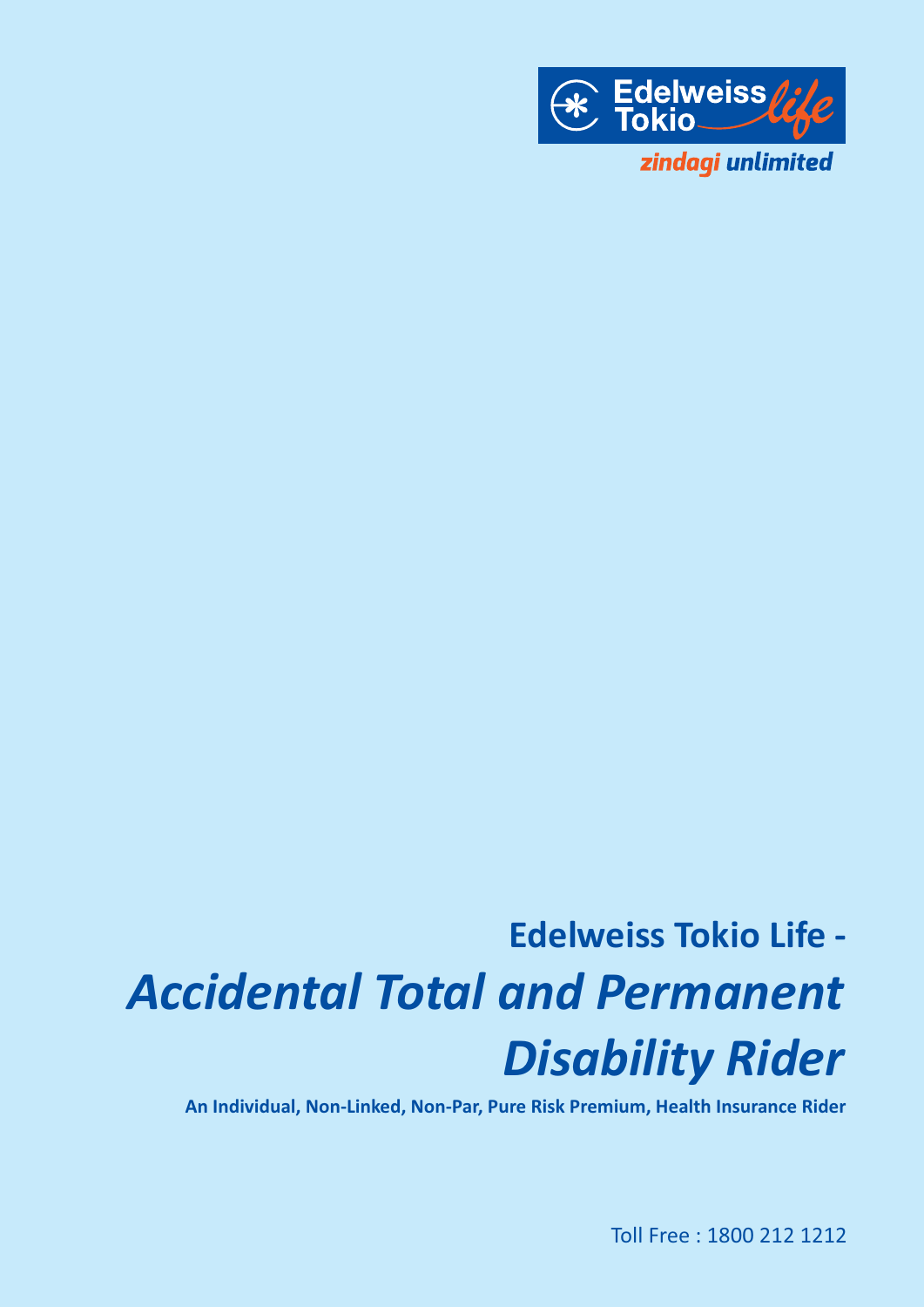Edelweiss Tokio *life*

*zindagi unlimited*

# Edelweiss Tokio Life - *Accidental Total and Permanent Disability Rider*

**An Individual, Non-Linked, Non-Par, Pure Risk Premium, Health Insurance Rider**

Toll Free : 1800 212 1212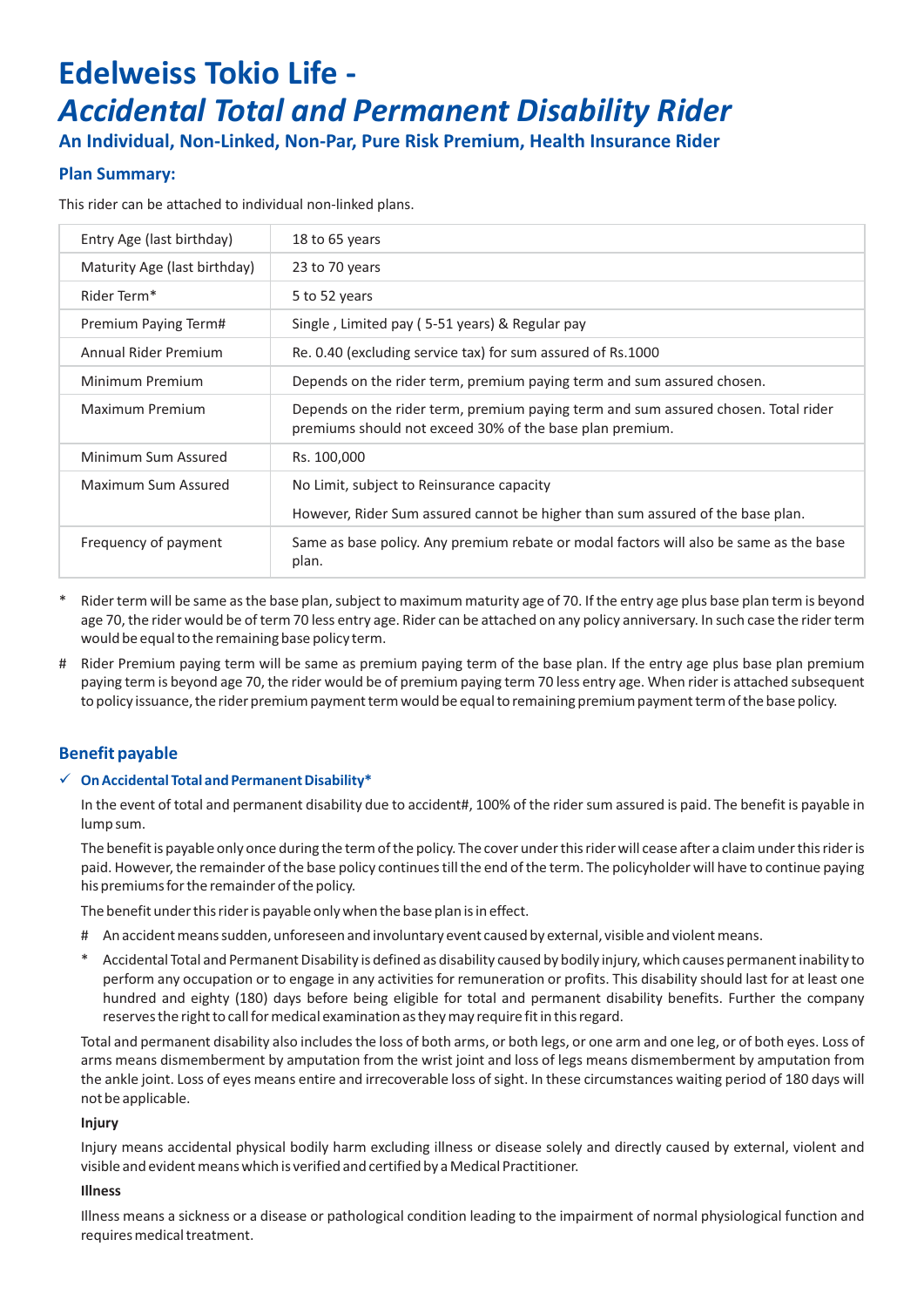# Edelweiss Tokio Life - *Accidental Total and Permanent Disability Rider*

### An Individual, Non-Linked, Non-Par, Pure Risk Premium, Health Insurance Rider

## Plan Summary:

This rider can be attached to individual non-linked plans.

| | |
|---|---|
| Entry Age (last birthday) | 18 to 65 years |
| Maturity Age (last birthday) | 23 to 70 years |
| Rider Term* | 5 to 52 years |
| Premium Paying Term# | Single , Limited pay ( 5-51 years) & Regular pay |
| Annual Rider Premium | Re. 0.40 (excluding service tax) for sum assured of Rs.1000 |
| Minimum Premium | Depends on the rider term, premium paying term and sum assured chosen. |
| Maximum Premium | Depends on the rider term, premium paying term and sum assured chosen. Total rider premiums should not exceed 30% of the base plan premium. |
| Minimum Sum Assured | Rs. 100,000 |
| Maximum Sum Assured | No Limit, subject to Reinsurance capacity<br>However, Rider Sum assured cannot be higher than sum assured of the base plan. |
| Frequency of payment | Same as base policy. Any premium rebate or modal factors will also be same as the base plan. |

\* Rider term will be same as the base plan, subject to maximum maturity age of 70. If the entry age plus base plan term is beyond age 70, the rider would be of term 70 less entry age. Rider can be attached on any policy anniversary. In such case the rider term would be equal to the remaining base policy term.

\# Rider Premium paying term will be same as premium paying term of the base plan. If the entry age plus base plan premium paying term is beyond age 70, the rider would be of premium paying term 70 less entry age. When rider is attached subsequent to policy issuance, the rider premium payment term would be equal to remaining premium payment term of the base policy.

## Benefit payable

✓ **On Accidental Total and Permanent Disability***

In the event of total and permanent disability due to accident#, 100% of the rider sum assured is paid. The benefit is payable in lump sum.

The benefit is payable only once during the term of the policy. The cover under this rider will cease after a claim under this rider is paid. However, the remainder of the base policy continues till the end of the term. The policyholder will have to continue paying his premiums for the remainder of the policy.

The benefit under this rider is payable only when the base plan is in effect.

\# An accident means sudden, unforeseen and involuntary event caused by external, visible and violent means.

\* Accidental Total and Permanent Disability is defined as disability caused by bodily injury, which causes permanent inability to perform any occupation or to engage in any activities for remuneration or profits. This disability should last for at least one hundred and eighty (180) days before being eligible for total and permanent disability benefits. Further the company reserves the right to call for medical examination as they may require fit in this regard.

Total and permanent disability also includes the loss of both arms, or both legs, or one arm and one leg, or of both eyes. Loss of arms means dismemberment by amputation from the wrist joint and loss of legs means dismemberment by amputation from the ankle joint. Loss of eyes means entire and irrecoverable loss of sight. In these circumstances waiting period of 180 days will not be applicable.

**Injury**

Injury means accidental physical bodily harm excluding illness or disease solely and directly caused by external, violent and visible and evident means which is verified and certified by a Medical Practitioner.

**Illness**

Illness means a sickness or a disease or pathological condition leading to the impairment of normal physiological function and requires medical treatment.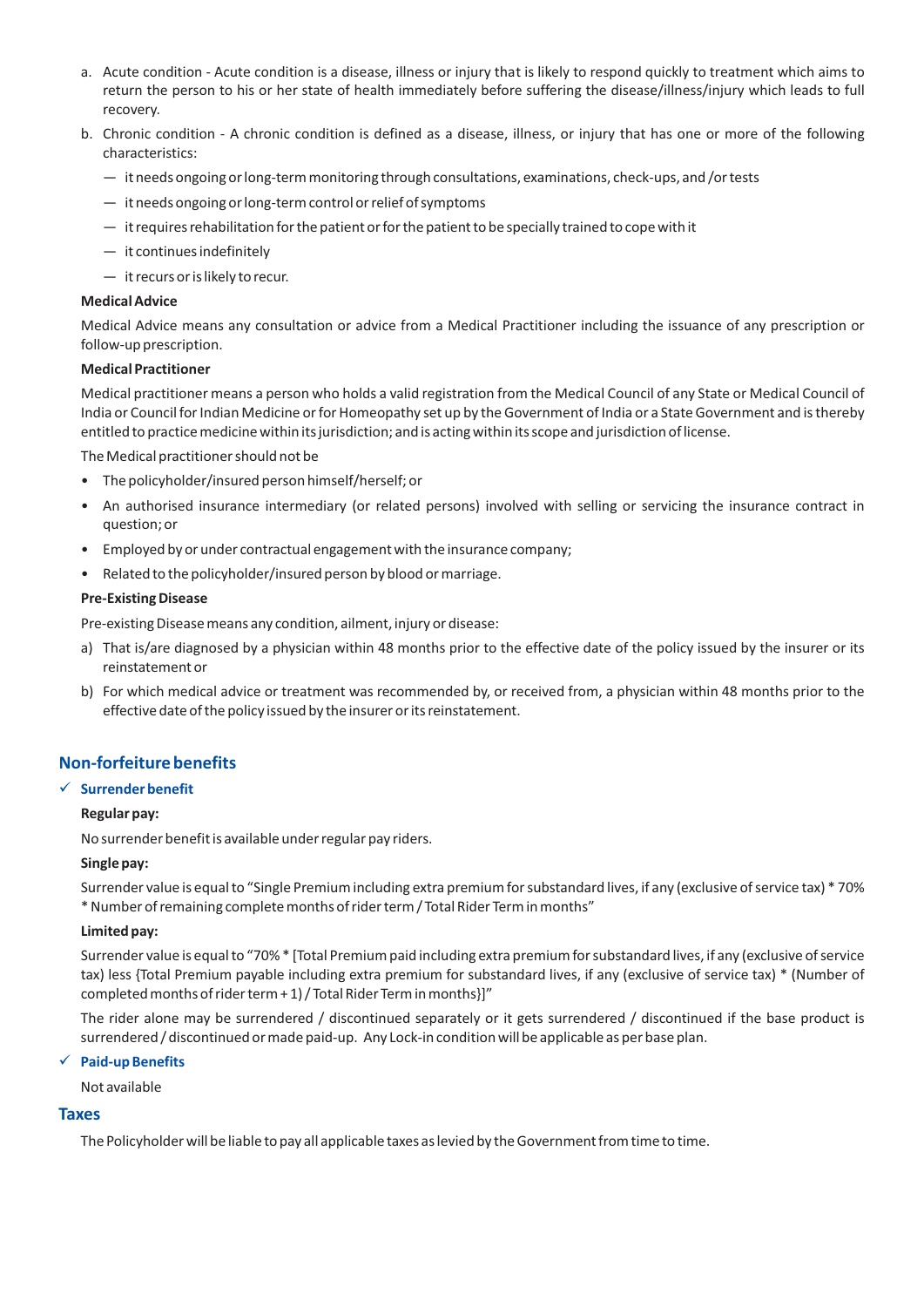a. Acute condition - Acute condition is a disease, illness or injury that is likely to respond quickly to treatment which aims to return the person to his or her state of health immediately before suffering the disease/illness/injury which leads to full recovery.

b. Chronic condition - A chronic condition is defined as a disease, illness, or injury that has one or more of the following characteristics:

   — it needs ongoing or long-term monitoring through consultations, examinations, check-ups, and /or tests

   — it needs ongoing or long-term control or relief of symptoms

   — it requires rehabilitation for the patient or for the patient to be specially trained to cope with it

   — it continues indefinitely

   — it recurs or is likely to recur.

**Medical Advice**

Medical Advice means any consultation or advice from a Medical Practitioner including the issuance of any prescription or follow-up prescription.

**Medical Practitioner**

Medical practitioner means a person who holds a valid registration from the Medical Council of any State or Medical Council of India or Council for Indian Medicine or for Homeopathy set up by the Government of India or a State Government and is thereby entitled to practice medicine within its jurisdiction; and is acting within its scope and jurisdiction of license.

The Medical practitioner should not be

- The policyholder/insured person himself/herself; or
- An authorised insurance intermediary (or related persons) involved with selling or servicing the insurance contract in question; or
- Employed by or under contractual engagement with the insurance company;
- Related to the policyholder/insured person by blood or marriage.

**Pre-Existing Disease**

Pre-existing Disease means any condition, ailment, injury or disease:

a) That is/are diagnosed by a physician within 48 months prior to the effective date of the policy issued by the insurer or its reinstatement or

b) For which medical advice or treatment was recommended by, or received from, a physician within 48 months prior to the effective date of the policy issued by the insurer or its reinstatement.

## Non-forfeiture benefits

### ✓ Surrender benefit

**Regular pay:**

No surrender benefit is available under regular pay riders.

**Single pay:**

Surrender value is equal to "Single Premium including extra premium for substandard lives, if any (exclusive of service tax) * 70% * Number of remaining complete months of rider term / Total Rider Term in months"

**Limited pay:**

Surrender value is equal to "70% * [Total Premium paid including extra premium for substandard lives, if any (exclusive of service tax) less {Total Premium payable including extra premium for substandard lives, if any (exclusive of service tax) * (Number of completed months of rider term + 1) / Total Rider Term in months}]"

The rider alone may be surrendered / discontinued separately or it gets surrendered / discontinued if the base product is surrendered / discontinued or made paid-up. Any Lock-in condition will be applicable as per base plan.

### ✓ Paid-up Benefits

Not available

## Taxes

The Policyholder will be liable to pay all applicable taxes as levied by the Government from time to time.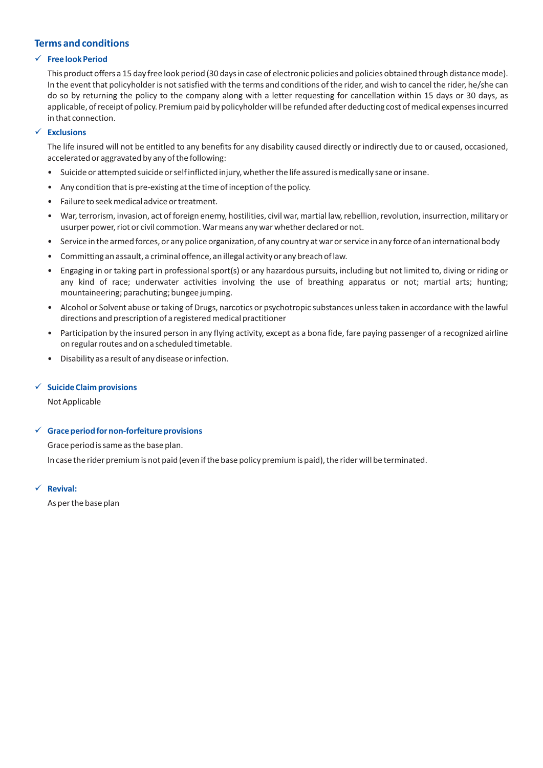## Terms and conditions

### ✓ Free look Period

This product offers a 15 day free look period (30 days in case of electronic policies and policies obtained through distance mode). In the event that policyholder is not satisfied with the terms and conditions of the rider, and wish to cancel the rider, he/she can do so by returning the policy to the company along with a letter requesting for cancellation within 15 days or 30 days, as applicable, of receipt of policy. Premium paid by policyholder will be refunded after deducting cost of medical expenses incurred in that connection.

### ✓ Exclusions

The life insured will not be entitled to any benefits for any disability caused directly or indirectly due to or caused, occasioned, accelerated or aggravated by any of the following:

- Suicide or attempted suicide or self inflicted injury, whether the life assured is medically sane or insane.
- Any condition that is pre-existing at the time of inception of the policy.
- Failure to seek medical advice or treatment.
- War, terrorism, invasion, act of foreign enemy, hostilities, civil war, martial law, rebellion, revolution, insurrection, military or usurper power, riot or civil commotion. War means any war whether declared or not.
- Service in the armed forces, or any police organization, of any country at war or service in any force of an international body
- Committing an assault, a criminal offence, an illegal activity or any breach of law.
- Engaging in or taking part in professional sport(s) or any hazardous pursuits, including but not limited to, diving or riding or any kind of race; underwater activities involving the use of breathing apparatus or not; martial arts; hunting; mountaineering; parachuting; bungee jumping.
- Alcohol or Solvent abuse or taking of Drugs, narcotics or psychotropic substances unless taken in accordance with the lawful directions and prescription of a registered medical practitioner
- Participation by the insured person in any flying activity, except as a bona fide, fare paying passenger of a recognized airline on regular routes and on a scheduled timetable.
- Disability as a result of any disease or infection.

### ✓ Suicide Claim provisions

Not Applicable

### ✓ Grace period for non-forfeiture provisions

Grace period is same as the base plan.

In case the rider premium is not paid (even if the base policy premium is paid), the rider will be terminated.

### ✓ Revival:

As per the base plan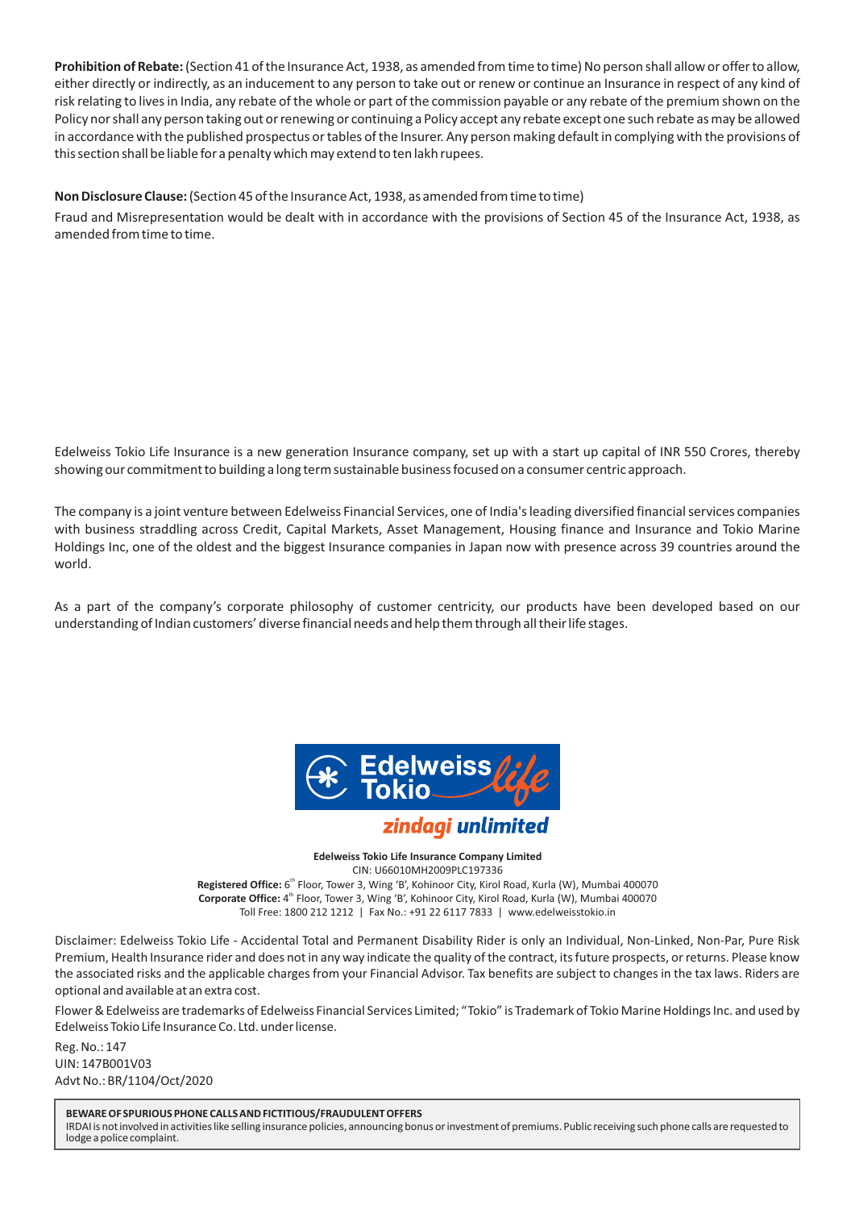**Prohibition of Rebate:** (Section 41 of the Insurance Act, 1938, as amended from time to time) No person shall allow or offer to allow, either directly or indirectly, as an inducement to any person to take out or renew or continue an Insurance in respect of any kind of risk relating to lives in India, any rebate of the whole or part of the commission payable or any rebate of the premium shown on the Policy nor shall any person taking out or renewing or continuing a Policy accept any rebate except one such rebate as may be allowed in accordance with the published prospectus or tables of the Insurer. Any person making default in complying with the provisions of this section shall be liable for a penalty which may extend to ten lakh rupees.

**Non Disclosure Clause:** (Section 45 of the Insurance Act, 1938, as amended from time to time)

Fraud and Misrepresentation would be dealt with in accordance with the provisions of Section 45 of the Insurance Act, 1938, as amended from time to time.

Edelweiss Tokio Life Insurance is a new generation Insurance company, set up with a start up capital of INR 550 Crores, thereby showing our commitment to building a long term sustainable business focused on a consumer centric approach.

The company is a joint venture between Edelweiss Financial Services, one of India's leading diversified financial services companies with business straddling across Credit, Capital Markets, Asset Management, Housing finance and Insurance and Tokio Marine Holdings Inc, one of the oldest and the biggest Insurance companies in Japan now with presence across 39 countries around the world.

As a part of the company's corporate philosophy of customer centricity, our products have been developed based on our understanding of Indian customers' diverse financial needs and help them through all their life stages.

Edelweiss Tokio life

*zindagi unlimited*

**Edelweiss Tokio Life Insurance Company Limited**
CIN: U66010MH2009PLC197336
**Registered Office:** 6th Floor, Tower 3, Wing 'B', Kohinoor City, Kirol Road, Kurla (W), Mumbai 400070
**Corporate Office:** 4th Floor, Tower 3, Wing 'B', Kohinoor City, Kirol Road, Kurla (W), Mumbai 400070
Toll Free: 1800 212 1212 | Fax No.: +91 22 6117 7833 | www.edelweisstokio.in

Disclaimer: Edelweiss Tokio Life - Accidental Total and Permanent Disability Rider is only an Individual, Non-Linked, Non-Par, Pure Risk Premium, Health Insurance rider and does not in any way indicate the quality of the contract, its future prospects, or returns. Please know the associated risks and the applicable charges from your Financial Advisor. Tax benefits are subject to changes in the tax laws. Riders are optional and available at an extra cost.

Flower & Edelweiss are trademarks of Edelweiss Financial Services Limited; "Tokio" is Trademark of Tokio Marine Holdings Inc. and used by Edelweiss Tokio Life Insurance Co. Ltd. under license.

Reg. No.: 147
UIN: 147B001V03
Advt No.: BR/1104/Oct/2020

**BEWARE OF SPURIOUS PHONE CALLS AND FICTITIOUS/FRAUDULENT OFFERS**
IRDAI is not involved in activities like selling insurance policies, announcing bonus or investment of premiums. Public receiving such phone calls are requested to lodge a police complaint.